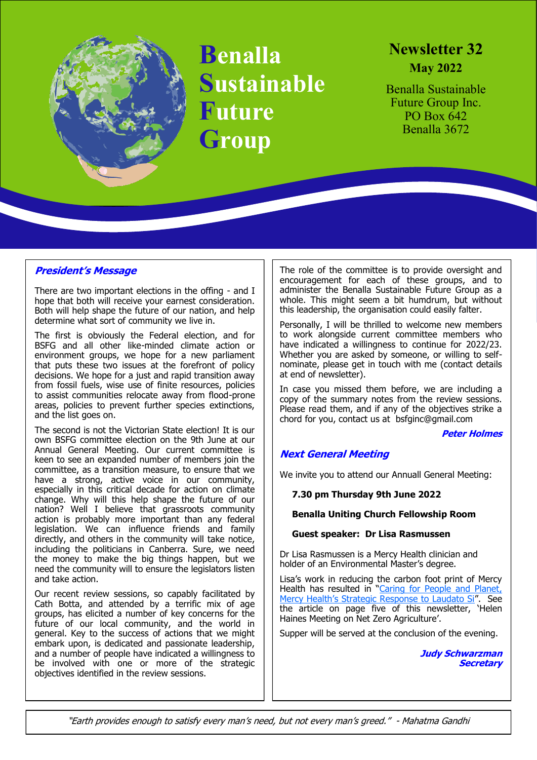# Benalla Sustainable Future Group

**Newsletter 32**

**May 2022**

Benalla Sustainable Future Group Inc.
PO Box 642
Benalla 3672

## *President's Message*

There are two important elections in the offing - and I hope that both will receive your earnest consideration. Both will help shape the future of our nation, and help determine what sort of community we live in.

The first is obviously the Federal election, and for BSFG and all other like-minded climate action or environment groups, we hope for a new parliament that puts these two issues at the forefront of policy decisions. We hope for a just and rapid transition away from fossil fuels, wise use of finite resources, policies to assist communities relocate away from flood-prone areas, policies to prevent further species extinctions, and the list goes on.

The second is not the Victorian State election! It is our own BSFG committee election on the 9th June at our Annual General Meeting. Our current committee is keen to see an expanded number of members join the committee, as a transition measure, to ensure that we have a strong, active voice in our community, especially in this critical decade for action on climate change. Why will this help shape the future of our nation? Well I believe that grassroots community action is probably more important than any federal legislation. We can influence friends and family directly, and others in the community will take notice, including the politicians in Canberra. Sure, we need the money to make the big things happen, but we need the community will to ensure the legislators listen and take action.

Our recent review sessions, so capably facilitated by Cath Botta, and attended by a terrific mix of age groups, has elicited a number of key concerns for the future of our local community, and the world in general. Key to the success of actions that we might embark upon, is dedicated and passionate leadership, and a number of people have indicated a willingness to be involved with one or more of the strategic objectives identified in the review sessions.

The role of the committee is to provide oversight and encouragement for each of these groups, and to administer the Benalla Sustainable Future Group as a whole. This might seem a bit humdrum, but without this leadership, the organisation could easily falter.

Personally, I will be thrilled to welcome new members to work alongside current committee members who have indicated a willingness to continue for 2022/23. Whether you are asked by someone, or willing to self-nominate, please get in touch with me (contact details at end of newsletter).

In case you missed them before, we are including a copy of the summary notes from the review sessions. Please read them, and if any of the objectives strike a chord for you, contact us at bsfginc@gmail.com

***Peter Holmes***

## *Next General Meeting*

We invite you to attend our Annuall General Meeting:

**7.30 pm Thursday 9th June 2022**

**Benalla Uniting Church Fellowship Room**

**Guest speaker: Dr Lisa Rasmussen**

Dr Lisa Rasmussen is a Mercy Health clinician and holder of an Environmental Master's degree.

Lisa's work in reducing the carbon foot print of Mercy Health has resulted in "Caring for People and Planet, Mercy Health's Strategic Response to Laudato Si". See the article on page five of this newsletter, 'Helen Haines Meeting on Net Zero Agriculture'.

Supper will be served at the conclusion of the evening.

***Judy Schwarzman***
***Secretary***

*"Earth provides enough to satisfy every man's need, but not every man's greed." - Mahatma Gandhi*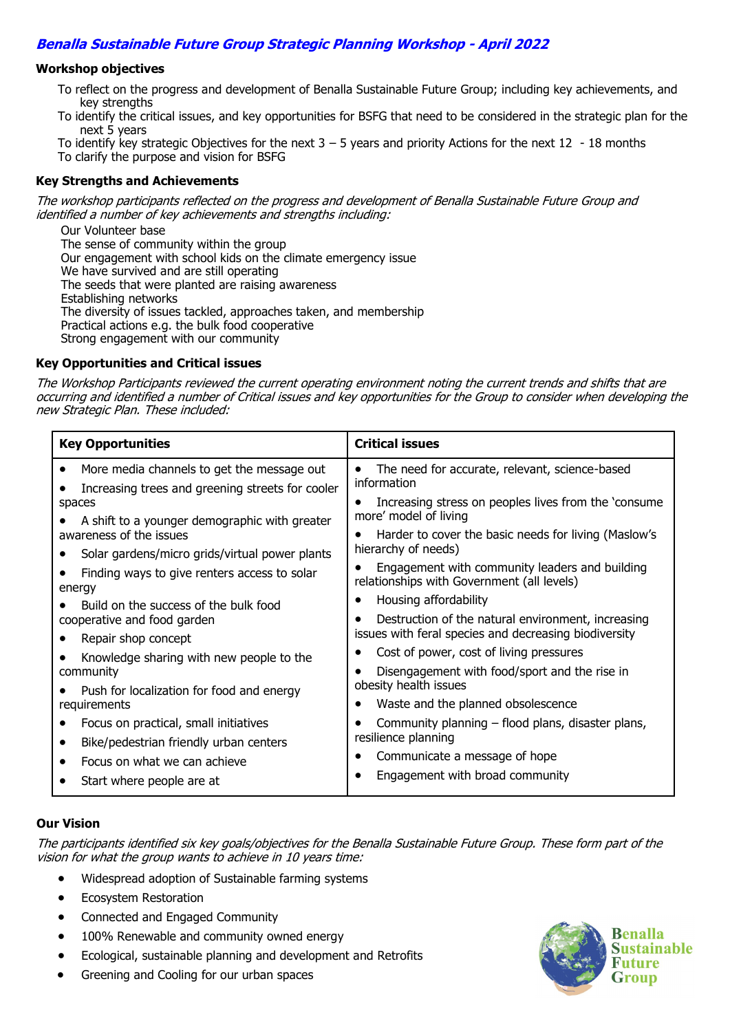## *Benalla Sustainable Future Group Strategic Planning Workshop - April 2022*

### Workshop objectives

- To reflect on the progress and development of Benalla Sustainable Future Group; including key achievements, and key strengths
- To identify the critical issues, and key opportunities for BSFG that need to be considered in the strategic plan for the next 5 years
- To identify key strategic Objectives for the next 3 – 5 years and priority Actions for the next 12 - 18 months
- To clarify the purpose and vision for BSFG

### Key Strengths and Achievements

*The workshop participants reflected on the progress and development of Benalla Sustainable Future Group and identified a number of key achievements and strengths including:*

- Our Volunteer base
- The sense of community within the group
- Our engagement with school kids on the climate emergency issue
- We have survived and are still operating
- The seeds that were planted are raising awareness
- Establishing networks
- The diversity of issues tackled, approaches taken, and membership
- Practical actions e.g. the bulk food cooperative
- Strong engagement with our community

### Key Opportunities and Critical issues

*The Workshop Participants reviewed the current operating environment noting the current trends and shifts that are occurring and identified a number of Critical issues and key opportunities for the Group to consider when developing the new Strategic Plan. These included:*

| Key Opportunities | Critical issues |
|---|---|
| • More media channels to get the message out<br>• Increasing trees and greening streets for cooler spaces<br>• A shift to a younger demographic with greater awareness of the issues<br>• Solar gardens/micro grids/virtual power plants<br>• Finding ways to give renters access to solar energy<br>• Build on the success of the bulk food cooperative and food garden<br>• Repair shop concept<br>• Knowledge sharing with new people to the community<br>• Push for localization for food and energy requirements<br>• Focus on practical, small initiatives<br>• Bike/pedestrian friendly urban centers<br>• Focus on what we can achieve<br>• Start where people are at | • The need for accurate, relevant, science-based information<br>• Increasing stress on peoples lives from the 'consume more' model of living<br>• Harder to cover the basic needs for living (Maslow's hierarchy of needs)<br>• Engagement with community leaders and building relationships with Government (all levels)<br>• Housing affordability<br>• Destruction of the natural environment, increasing issues with feral species and decreasing biodiversity<br>• Cost of power, cost of living pressures<br>• Disengagement with food/sport and the rise in obesity health issues<br>• Waste and the planned obsolescence<br>• Community planning – flood plans, disaster plans, resilience planning<br>• Communicate a message of hope<br>• Engagement with broad community |

### Our Vision

*The participants identified six key goals/objectives for the Benalla Sustainable Future Group. These form part of the vision for what the group wants to achieve in 10 years time:*

- Widespread adoption of Sustainable farming systems
- Ecosystem Restoration
- Connected and Engaged Community
- 100% Renewable and community owned energy
- Ecological, sustainable planning and development and Retrofits
- Greening and Cooling for our urban spaces

Benalla Sustainable Future Group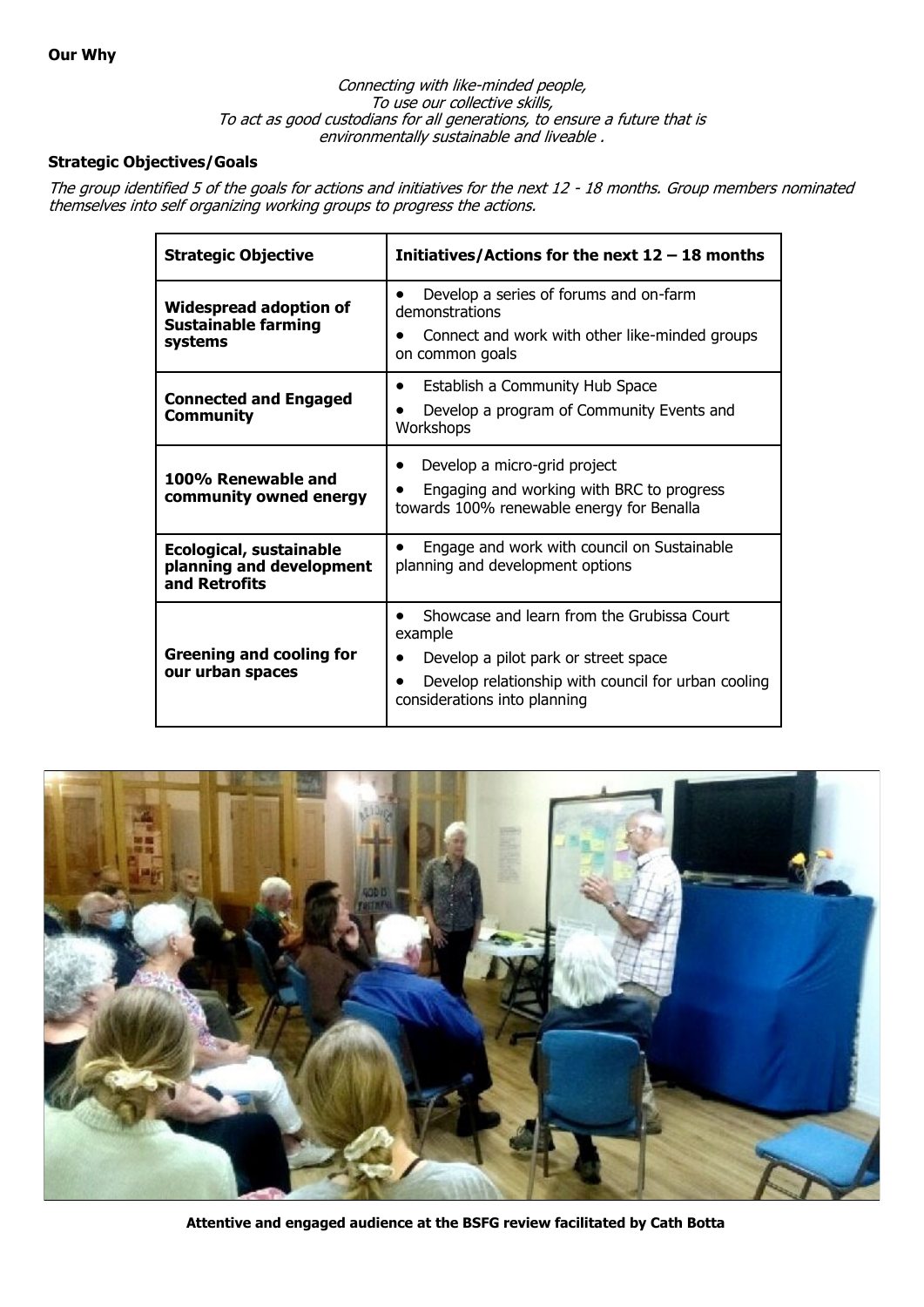**Our Why**

*Connecting with like-minded people,*
*To use our collective skills,*
*To act as good custodians for all generations, to ensure a future that is environmentally sustainable and liveable .*

**Strategic Objectives/Goals**

*The group identified 5 of the goals for actions and initiatives for the next 12 - 18 months. Group members nominated themselves into self organizing working groups to progress the actions.*

| Strategic Objective | Initiatives/Actions for the next 12 – 18 months |
|---|---|
| **Widespread adoption of Sustainable farming systems** | • Develop a series of forums and on-farm demonstrations<br>• Connect and work with other like-minded groups on common goals |
| **Connected and Engaged Community** | • Establish a Community Hub Space<br>• Develop a program of Community Events and Workshops |
| **100% Renewable and community owned energy** | • Develop a micro-grid project<br>• Engaging and working with BRC to progress towards 100% renewable energy for Benalla |
| **Ecological, sustainable planning and development and Retrofits** | • Engage and work with council on Sustainable planning and development options |
| **Greening and cooling for our urban spaces** | • Showcase and learn from the Grubissa Court example<br>• Develop a pilot park or street space<br>• Develop relationship with council for urban cooling considerations into planning |

**Attentive and engaged audience at the BSFG review facilitated by Cath Botta**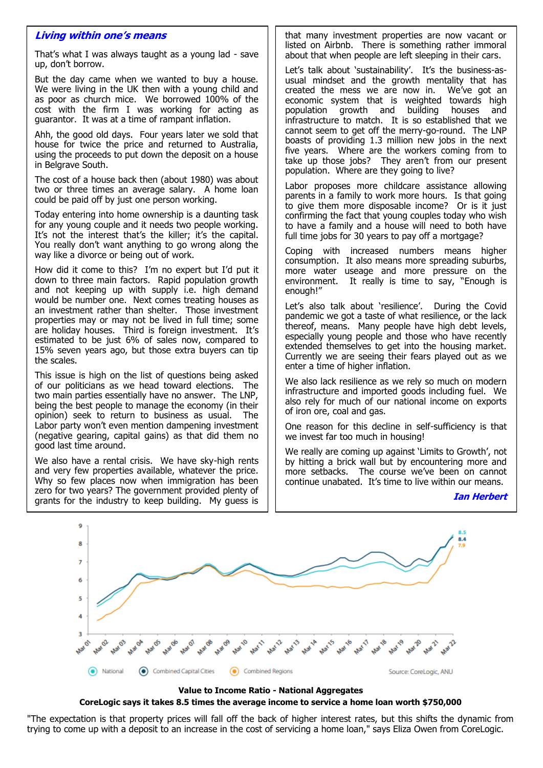## *Living within one's means*

That's what I was always taught as a young lad - save up, don't borrow.

But the day came when we wanted to buy a house. We were living in the UK then with a young child and as poor as church mice. We borrowed 100% of the cost with the firm I was working for acting as guarantor. It was at a time of rampant inflation.

Ahh, the good old days. Four years later we sold that house for twice the price and returned to Australia, using the proceeds to put down the deposit on a house in Belgrave South.

The cost of a house back then (about 1980) was about two or three times an average salary. A home loan could be paid off by just one person working.

Today entering into home ownership is a daunting task for any young couple and it needs two people working. It's not the interest that's the killer; it's the capital. You really don't want anything to go wrong along the way like a divorce or being out of work.

How did it come to this? I'm no expert but I'd put it down to three main factors. Rapid population growth and not keeping up with supply i.e. high demand would be number one. Next comes treating houses as an investment rather than shelter. Those investment properties may or may not be lived in full time; some are holiday houses. Third is foreign investment. It's estimated to be just 6% of sales now, compared to 15% seven years ago, but those extra buyers can tip the scales.

This issue is high on the list of questions being asked of our politicians as we head toward elections. The two main parties essentially have no answer. The LNP, being the best people to manage the economy (in their opinion) seek to return to business as usual. The Labor party won't even mention dampening investment (negative gearing, capital gains) as that did them no good last time around.

We also have a rental crisis. We have sky-high rents and very few properties available, whatever the price. Why so few places now when immigration has been zero for two years? The government provided plenty of grants for the industry to keep building. My guess is that many investment properties are now vacant or listed on Airbnb. There is something rather immoral about that when people are left sleeping in their cars.

Let's talk about 'sustainability'. It's the business-as-usual mindset and the growth mentality that has created the mess we are now in. We've got an economic system that is weighted towards high population growth and building houses and infrastructure to match. It is so established that we cannot seem to get off the merry-go-round. The LNP boasts of providing 1.3 million new jobs in the next five years. Where are the workers coming from to take up those jobs? They aren't from our present population. Where are they going to live?

Labor proposes more childcare assistance allowing parents in a family to work more hours. Is that going to give them more disposable income? Or is it just confirming the fact that young couples today who wish to have a family and a house will need to both have full time jobs for 30 years to pay off a mortgage?

Coping with increased numbers means higher consumption. It also means spreading suburbs, more water useage and more pressure on the environment. It really is time to say, "Enough is enough!"

Let's also talk about 'resilience'. During the Covid pandemic we got a taste of what resilience, or the lack thereof, means. Many people have high debt levels, especially young people and those who have recently extended themselves to get into the housing market. Currently we are seeing their fears played out as we enter a time of higher inflation.

We also lack resilience as we rely so much on modern infrastructure and imported goods including fuel. We also rely for much of our national income on exports of iron ore, coal and gas.

One reason for this decline in self-sufficiency is that we invest far too much in housing!

We really are coming up against 'Limits to Growth', not by hitting a brick wall but by encountering more and more setbacks. The course we've been on cannot continue unabated. It's time to live within our means.

***Ian Herbert***

9
8
7
6
5
4
3

Mar 01, Mar 02, Mar 03, Mar 04, Mar 05, Mar 06, Mar 07, Mar 08, Mar 09, Mar 10, Mar 11, Mar 12, Mar 13, Mar 14, Mar 15, Mar 16, Mar 17, Mar 18, Mar 19, Mar 20, Mar 21, Mar 22

8.5
8.4
7.9

National
Combined Capital Cities
Combined Regions

Source: CoreLogic, ANU

**Value to Income Ratio - National Aggregates**

**CoreLogic says it takes 8.5 times the average income to service a home loan worth $750,000**

"The expectation is that property prices will fall off the back of higher interest rates, but this shifts the dynamic from trying to come up with a deposit to an increase in the cost of servicing a home loan," says Eliza Owen from CoreLogic.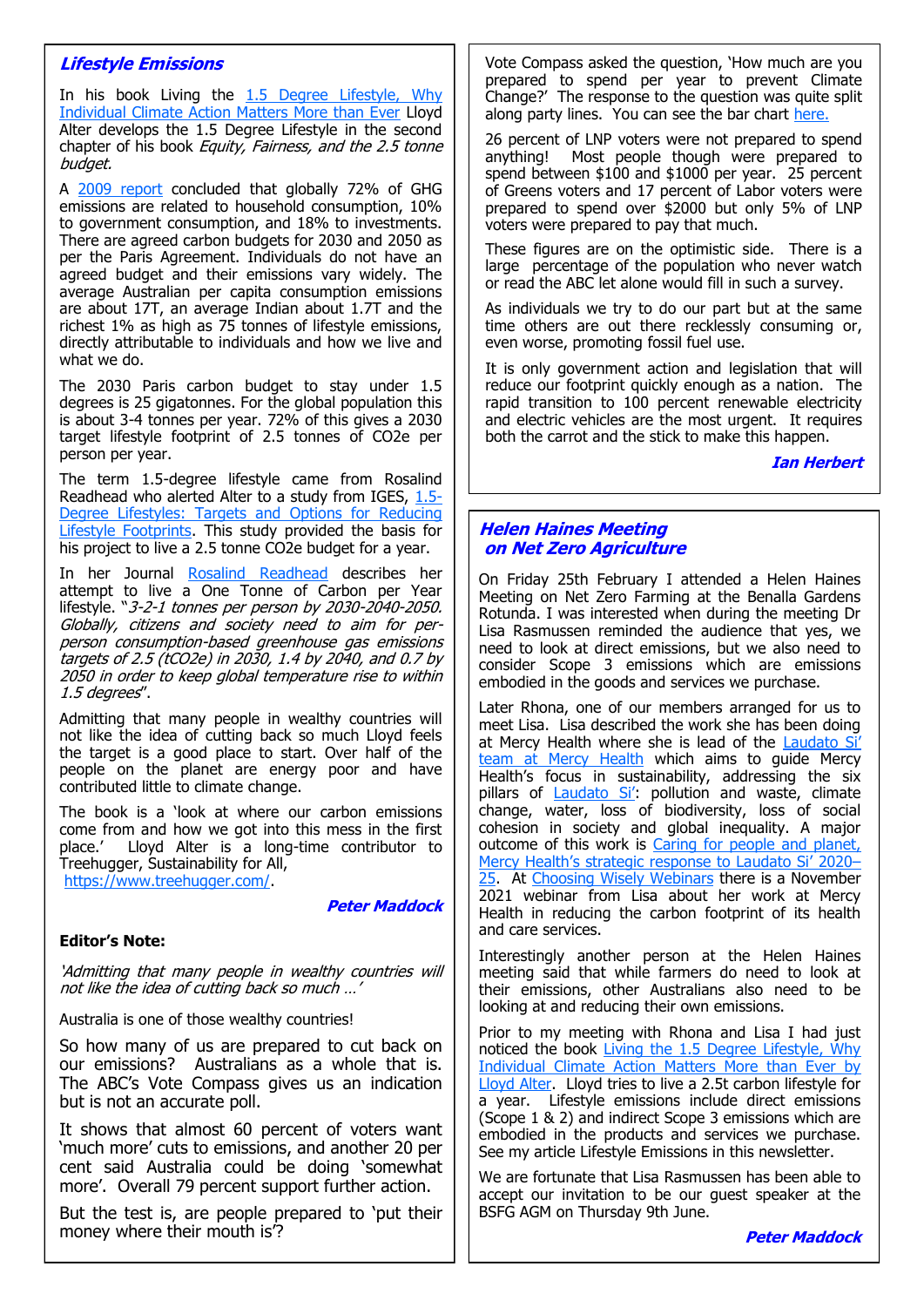## *Lifestyle Emissions*

In his book Living the 1.5 Degree Lifestyle, Why Individual Climate Action Matters More than Ever Lloyd Alter develops the 1.5 Degree Lifestyle in the second chapter of his book *Equity, Fairness, and the 2.5 tonne budget.*

A 2009 report concluded that globally 72% of GHG emissions are related to household consumption, 10% to government consumption, and 18% to investments. There are agreed carbon budgets for 2030 and 2050 as per the Paris Agreement. Individuals do not have an agreed budget and their emissions vary widely. The average Australian per capita consumption emissions are about 17T, an average Indian about 1.7T and the richest 1% as high as 75 tonnes of lifestyle emissions, directly attributable to individuals and how we live and what we do.

The 2030 Paris carbon budget to stay under 1.5 degrees is 25 gigatonnes. For the global population this is about 3-4 tonnes per year. 72% of this gives a 2030 target lifestyle footprint of 2.5 tonnes of CO2e per person per year.

The term 1.5-degree lifestyle came from Rosalind Readhead who alerted Alter to a study from IGES, 1.5-Degree Lifestyles: Targets and Options for Reducing Lifestyle Footprints. This study provided the basis for his project to live a 2.5 tonne CO2e budget for a year.

In her Journal Rosalind Readhead describes her attempt to live a One Tonne of Carbon per Year lifestyle. "*3-2-1 tonnes per person by 2030-2040-2050. Globally, citizens and society need to aim for per-person consumption-based greenhouse gas emissions targets of 2.5 (tCO2e) in 2030, 1.4 by 2040, and 0.7 by 2050 in order to keep global temperature rise to within 1.5 degrees*".

Admitting that many people in wealthy countries will not like the idea of cutting back so much Lloyd feels the target is a good place to start. Over half of the people on the planet are energy poor and have contributed little to climate change.

The book is a 'look at where our carbon emissions come from and how we got into this mess in the first place.' Lloyd Alter is a long-time contributor to Treehugger, Sustainability for All, https://www.treehugger.com/.

***Peter Maddock***

**Editor's Note:**

*'Admitting that many people in wealthy countries will not like the idea of cutting back so much …'*

Australia is one of those wealthy countries!

So how many of us are prepared to cut back on our emissions? Australians as a whole that is. The ABC's Vote Compass gives us an indication but is not an accurate poll.

It shows that almost 60 percent of voters want 'much more' cuts to emissions, and another 20 per cent said Australia could be doing 'somewhat more'. Overall 79 percent support further action.

But the test is, are people prepared to 'put their money where their mouth is'?

Vote Compass asked the question, 'How much are you prepared to spend per year to prevent Climate Change?' The response to the question was quite split along party lines. You can see the bar chart here.

26 percent of LNP voters were not prepared to spend anything! Most people though were prepared to spend between $100 and $1000 per year. 25 percent of Greens voters and 17 percent of Labor voters were prepared to spend over $2000 but only 5% of LNP voters were prepared to pay that much.

These figures are on the optimistic side. There is a large percentage of the population who never watch or read the ABC let alone would fill in such a survey.

As individuals we try to do our part but at the same time others are out there recklessly consuming or, even worse, promoting fossil fuel use.

It is only government action and legislation that will reduce our footprint quickly enough as a nation. The rapid transition to 100 percent renewable electricity and electric vehicles are the most urgent. It requires both the carrot and the stick to make this happen.

***Ian Herbert***

## *Helen Haines Meeting on Net Zero Agriculture*

On Friday 25th February I attended a Helen Haines Meeting on Net Zero Farming at the Benalla Gardens Rotunda. I was interested when during the meeting Dr Lisa Rasmussen reminded the audience that yes, we need to look at direct emissions, but we also need to consider Scope 3 emissions which are emissions embodied in the goods and services we purchase.

Later Rhona, one of our members arranged for us to meet Lisa. Lisa described the work she has been doing at Mercy Health where she is lead of the Laudato Si' team at Mercy Health which aims to guide Mercy Health's focus in sustainability, addressing the six pillars of Laudato Si': pollution and waste, climate change, water, loss of biodiversity, loss of social cohesion in society and global inequality. A major outcome of this work is Caring for people and planet, Mercy Health's strategic response to Laudato Si' 2020–25. At Choosing Wisely Webinars there is a November 2021 webinar from Lisa about her work at Mercy Health in reducing the carbon footprint of its health and care services.

Interestingly another person at the Helen Haines meeting said that while farmers do need to look at their emissions, other Australians also need to be looking at and reducing their own emissions.

Prior to my meeting with Rhona and Lisa I had just noticed the book Living the 1.5 Degree Lifestyle, Why Individual Climate Action Matters More than Ever by Lloyd Alter. Lloyd tries to live a 2.5t carbon lifestyle for a year. Lifestyle emissions include direct emissions (Scope 1 & 2) and indirect Scope 3 emissions which are embodied in the products and services we purchase. See my article Lifestyle Emissions in this newsletter.

We are fortunate that Lisa Rasmussen has been able to accept our invitation to be our guest speaker at the BSFG AGM on Thursday 9th June.

***Peter Maddock***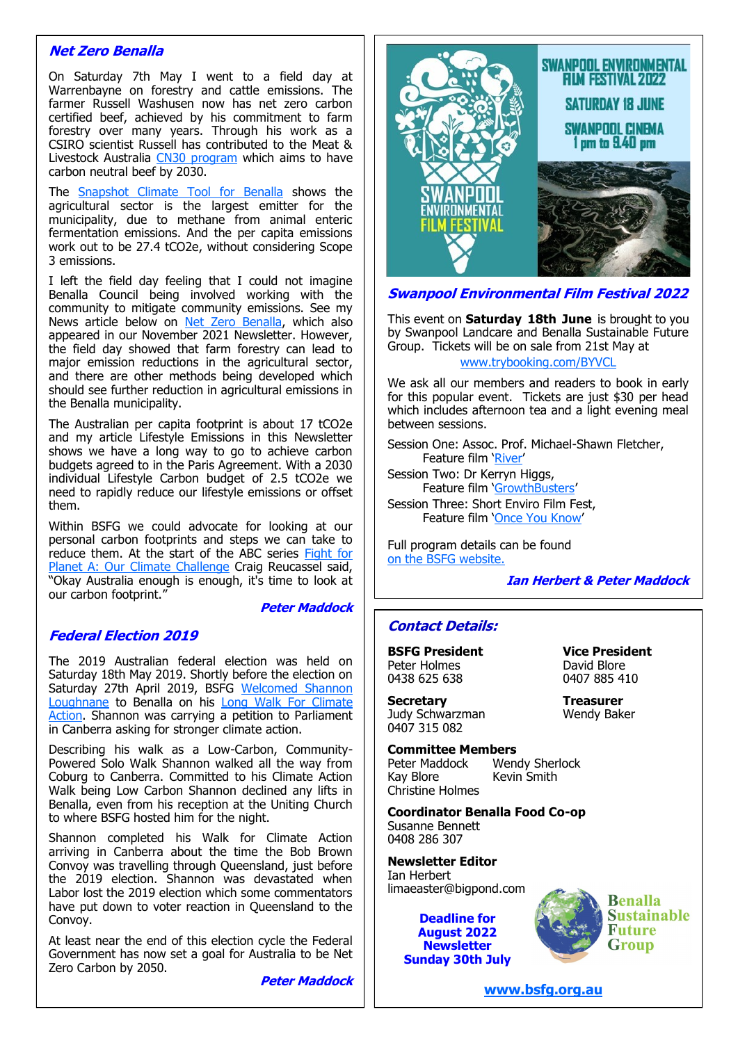## Net Zero Benalla

On Saturday 7th May I went to a field day at Warrenbayne on forestry and cattle emissions. The farmer Russell Washusen now has net zero carbon certified beef, achieved by his commitment to farm forestry over many years. Through his work as a CSIRO scientist Russell has contributed to the Meat & Livestock Australia CN30 program which aims to have carbon neutral beef by 2030.

The Snapshot Climate Tool for Benalla shows the agricultural sector is the largest emitter for the municipality, due to methane from animal enteric fermentation emissions. And the per capita emissions work out to be 27.4 tCO2e, without considering Scope 3 emissions.

I left the field day feeling that I could not imagine Benalla Council being involved working with the community to mitigate community emissions. See my News article below on Net Zero Benalla, which also appeared in our November 2021 Newsletter. However, the field day showed that farm forestry can lead to major emission reductions in the agricultural sector, and there are other methods being developed which should see further reduction in agricultural emissions in the Benalla municipality.

The Australian per capita footprint is about 17 tCO2e and my article Lifestyle Emissions in this Newsletter shows we have a long way to go to achieve carbon budgets agreed to in the Paris Agreement. With a 2030 individual Lifestyle Carbon budget of 2.5 tCO2e we need to rapidly reduce our lifestyle emissions or offset them.

Within BSFG we could advocate for looking at our personal carbon footprints and steps we can take to reduce them. At the start of the ABC series Fight for Planet A: Our Climate Challenge Craig Reucassel said, "Okay Australia enough is enough, it's time to look at our carbon footprint."

***Peter Maddock***

## Federal Election 2019

The 2019 Australian federal election was held on Saturday 18th May 2019. Shortly before the election on Saturday 27th April 2019, BSFG Welcomed Shannon Loughnane to Benalla on his Long Walk For Climate Action. Shannon was carrying a petition to Parliament in Canberra asking for stronger climate action.

Describing his walk as a Low-Carbon, Community-Powered Solo Walk Shannon walked all the way from Coburg to Canberra. Committed to his Climate Action Walk being Low Carbon Shannon declined any lifts in Benalla, even from his reception at the Uniting Church to where BSFG hosted him for the night.

Shannon completed his Walk for Climate Action arriving in Canberra about the time the Bob Brown Convoy was travelling through Queensland, just before the 2019 election. Shannon was devastated when Labor lost the 2019 election which some commentators have put down to voter reaction in Queensland to the Convoy.

At least near the end of this election cycle the Federal Government has now set a goal for Australia to be Net Zero Carbon by 2050.

***Peter Maddock***

SWANPOOL ENVIRONMENTAL FILM FESTIVAL 2022

SATURDAY 18 JUNE

SWANPOOL CINEMA

1 pm to 9.40 pm

## Swanpool Environmental Film Festival 2022

This event on **Saturday 18th June** is brought to you by Swanpool Landcare and Benalla Sustainable Future Group. Tickets will be on sale from 21st May at www.trybooking.com/BYVCL

We ask all our members and readers to book in early for this popular event. Tickets are just $30 per head which includes afternoon tea and a light evening meal between sessions.

Session One: Assoc. Prof. Michael-Shawn Fletcher,
Feature film 'River'

Session Two: Dr Kerryn Higgs,
Feature film 'GrowthBusters'

Session Three: Short Enviro Film Fest,
Feature film 'Once You Know'

Full program details can be found on the BSFG website.

***Ian Herbert & Peter Maddock***

## Contact Details:

**BSFG President**
Peter Holmes
0438 625 638

**Vice President**
David Blore
0407 885 410

**Secretary**
Judy Schwarzman
0407 315 082

**Treasurer**
Wendy Baker

**Committee Members**
Peter Maddock
Wendy Sherlock
Kay Blore
Kevin Smith
Christine Holmes

**Coordinator Benalla Food Co-op**
Susanne Bennett
0408 286 307

**Newsletter Editor**
Ian Herbert
limaeaster@bigpond.com

**Deadline for August 2022 Newsletter Sunday 30th July**

Benalla Sustainable Future Group

**www.bsfg.org.au**